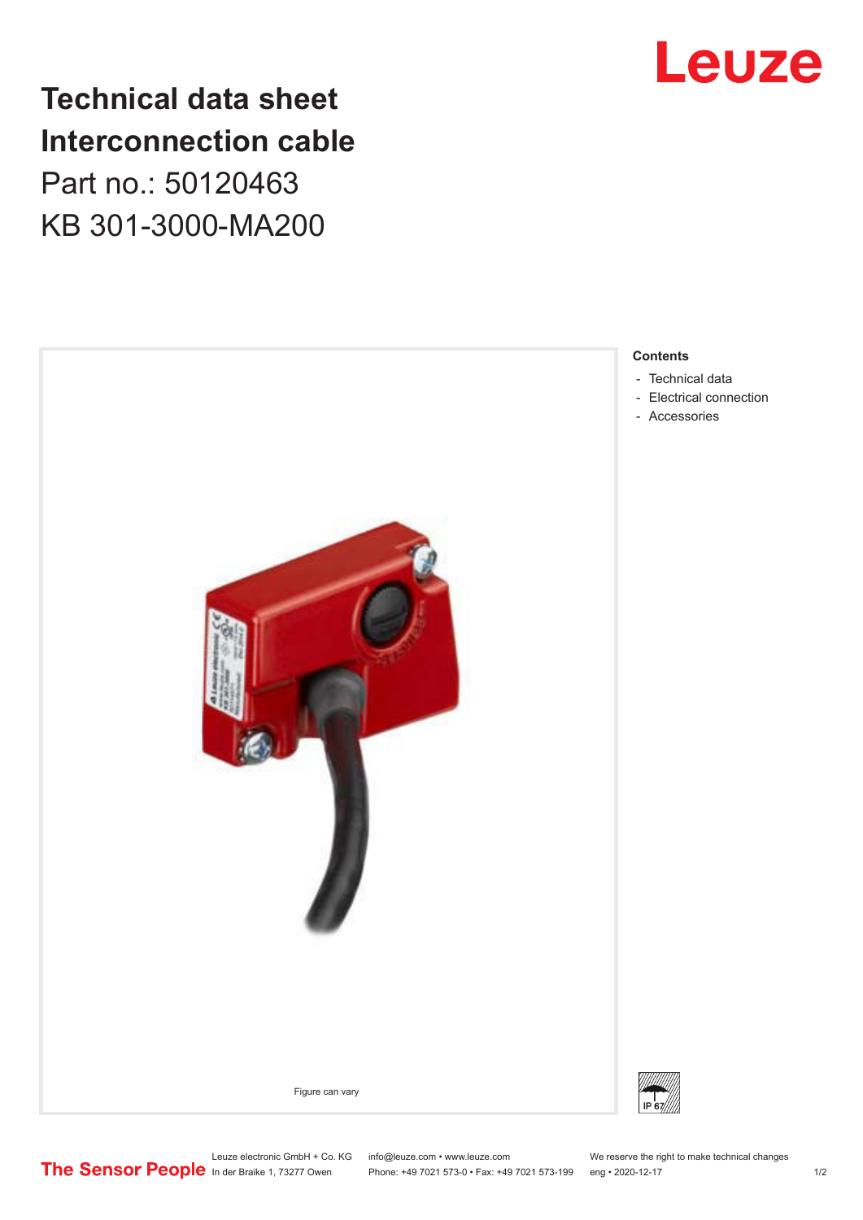# Technical data sheet
# Interconnection cable

Part no.: 50120463

KB 301-3000-MA200

Figure can vary

**Contents**

- Technical data
- Electrical connection
- Accessories

Leuze electronic GmbH + Co. KG
In der Braike 1, 73277 Owen

info@leuze.com • www.leuze.com
Phone: +49 7021 573-0 • Fax: +49 7021 573-199

We reserve the right to make technical changes
eng • 2020-12-17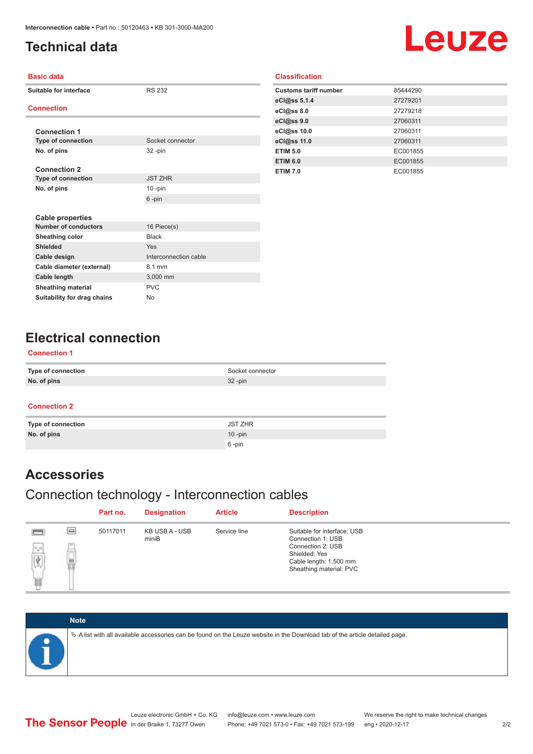# Technical data

## Basic data

| | |
|---|---|
| Suitable for interface | RS 232 |

## Connection

**Connection 1**

| | |
|---|---|
| Type of connection | Socket connector |
| No. of pins | 32 -pin |

**Connection 2**

| | |
|---|---|
| Type of connection | JST ZHR |
| No. of pins | 10 -pin |
| | 6 -pin |

**Cable properties**

| | |
|---|---|
| Number of conductors | 16 Piece(s) |
| Sheathing color | Black |
| Shielded | Yes |
| Cable design | Interconnection cable |
| Cable diameter (external) | 8.1 mm |
| Cable length | 3,000 mm |
| Sheathing material | PVC |
| Suitability for drag chains | No |

## Classification

| | |
|---|---|
| Customs tariff number | 85444290 |
| eCl@ss 5.1.4 | 27279201 |
| eCl@ss 8.0 | 27279218 |
| eCl@ss 9.0 | 27060311 |
| eCl@ss 10.0 | 27060311 |
| eCl@ss 11.0 | 27060311 |
| ETIM 5.0 | EC001855 |
| ETIM 6.0 | EC001855 |
| ETIM 7.0 | EC001855 |

# Electrical connection

## Connection 1

| | |
|---|---|
| Type of connection | Socket connector |
| No. of pins | 32 -pin |

## Connection 2

| | |
|---|---|
| Type of connection | JST ZHR |
| No. of pins | 10 -pin |
| | 6 -pin |

# Accessories

## Connection technology - Interconnection cables

| Part no. | Designation | Article | Description |
|---|---|---|---|
| 50117011 | KB USB A - USB miniB | Service line | Suitable for interface: USB<br>Connection 1: USB<br>Connection 2: USB<br>Shielded: Yes<br>Cable length: 1,500 mm<br>Sheathing material: PVC |

**Note**

A list with all available accessories can be found on the Leuze website in the Download tab of the article detailed page.